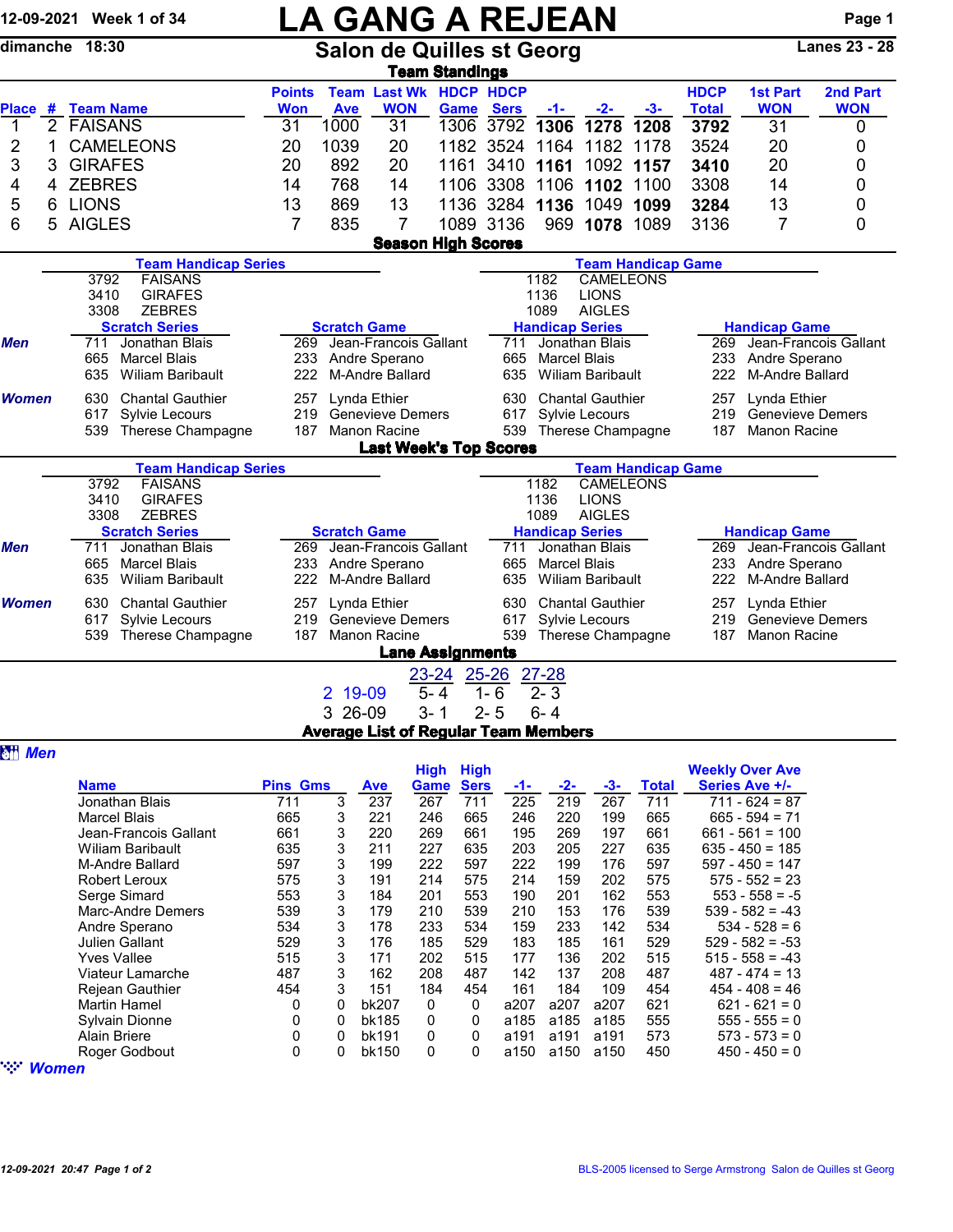12-09-2021 Week 1 of 34

# LA GANG A REJEAN

dimanche 18:30

## Salon de Quilles st Georg

Lanes 23 - 28

### Team Standings

| Place | # | Team Name | Points Won | Team Ave | Last Wk WON | HDCP Game | HDCP Sers | -1- | -2- | -3- | HDCP Total | 1st Part WON | 2nd Part WON |
|---|---|---|---|---|---|---|---|---|---|---|---|---|---|
| 1 | 2 | FAISANS | 31 | 1000 | 31 | 1306 | 3792 | **1306** | **1278** | **1208** | **3792** | 31 | 0 |
| 2 | 1 | CAMELEONS | 20 | 1039 | 20 | 1182 | 3524 | 1164 | 1182 | 1178 | 3524 | 20 | 0 |
| 3 | 3 | GIRAFES | 20 | 892 | 20 | 1161 | 3410 | **1161** | 1092 | **1157** | **3410** | 20 | 0 |
| 4 | 4 | ZEBRES | 14 | 768 | 14 | 1106 | 3308 | 1106 | **1102** | 1100 | 3308 | 14 | 0 |
| 5 | 6 | LIONS | 13 | 869 | 13 | 1136 | 3284 | **1136** | 1049 | **1099** | **3284** | 13 | 0 |
| 6 | 5 | AIGLES | 7 | 835 | 7 | 1089 | 3136 | 969 | **1078** | 1089 | 3136 | 7 | 0 |

### Season High Scores

**Team Handicap Series**
- 3792 FAISANS
- 3410 GIRAFES
- 3308 ZEBRES

**Team Handicap Game**
- 1182 CAMELEONS
- 1136 LIONS
- 1089 AIGLES

| | Scratch Series | Scratch Game | Handicap Series | Handicap Game |
|---|---|---|---|---|
| **Men** | 711 Jonathan Blais | 269 Jean-Francois Gallant | 711 Jonathan Blais | 269 Jean-Francois Gallant |
| | 665 Marcel Blais | 233 Andre Sperano | 665 Marcel Blais | 233 Andre Sperano |
| | 635 Wiliam Baribault | 222 M-Andre Ballard | 635 Wiliam Baribault | 222 M-Andre Ballard |
| **Women** | 630 Chantal Gauthier | 257 Lynda Ethier | 630 Chantal Gauthier | 257 Lynda Ethier |
| | 617 Sylvie Lecours | 219 Genevieve Demers | 617 Sylvie Lecours | 219 Genevieve Demers |
| | 539 Therese Champagne | 187 Manon Racine | 539 Therese Champagne | 187 Manon Racine |

### Last Week's Top Scores

**Team Handicap Series**
- 3792 FAISANS
- 3410 GIRAFES
- 3308 ZEBRES

**Team Handicap Game**
- 1182 CAMELEONS
- 1136 LIONS
- 1089 AIGLES

| | Scratch Series | Scratch Game | Handicap Series | Handicap Game |
|---|---|---|---|---|
| **Men** | 711 Jonathan Blais | 269 Jean-Francois Gallant | 711 Jonathan Blais | 269 Jean-Francois Gallant |
| | 665 Marcel Blais | 233 Andre Sperano | 665 Marcel Blais | 233 Andre Sperano |
| | 635 Wiliam Baribault | 222 M-Andre Ballard | 635 Wiliam Baribault | 222 M-Andre Ballard |
| **Women** | 630 Chantal Gauthier | 257 Lynda Ethier | 630 Chantal Gauthier | 257 Lynda Ethier |
| | 617 Sylvie Lecours | 219 Genevieve Demers | 617 Sylvie Lecours | 219 Genevieve Demers |
| | 539 Therese Champagne | 187 Manon Racine | 539 Therese Champagne | 187 Manon Racine |

### Lane Assignments

| | 23-24 | 25-26 | 27-28 |
|---|---|---|---|
| 2 19-09 | 5- 4 | 1- 6 | 2- 3 |
| 3 26-09 | 3- 1 | 2- 5 | 6- 4 |

### Average List of Regular Team Members

**Men**

| Name | Pins | Gms | Ave | High Game | High Sers | -1- | -2- | -3- | Total | Weekly Over Ave Series Ave +/- |
|---|---|---|---|---|---|---|---|---|---|---|
| Jonathan Blais | 711 | 3 | 237 | 267 | 711 | 225 | 219 | 267 | 711 | 711 - 624 = 87 |
| Marcel Blais | 665 | 3 | 221 | 246 | 665 | 246 | 220 | 199 | 665 | 665 - 594 = 71 |
| Jean-Francois Gallant | 661 | 3 | 220 | 269 | 661 | 195 | 269 | 197 | 661 | 661 - 561 = 100 |
| Wiliam Baribault | 635 | 3 | 211 | 227 | 635 | 203 | 205 | 227 | 635 | 635 - 450 = 185 |
| M-Andre Ballard | 597 | 3 | 199 | 222 | 597 | 222 | 199 | 176 | 597 | 597 - 450 = 147 |
| Robert Leroux | 575 | 3 | 191 | 214 | 575 | 214 | 159 | 202 | 575 | 575 - 552 = 23 |
| Serge Simard | 553 | 3 | 184 | 201 | 553 | 190 | 201 | 162 | 553 | 553 - 558 = -5 |
| Marc-Andre Demers | 539 | 3 | 179 | 210 | 539 | 210 | 153 | 176 | 539 | 539 - 582 = -43 |
| Andre Sperano | 534 | 3 | 178 | 233 | 534 | 159 | 233 | 142 | 534 | 534 - 528 = 6 |
| Julien Gallant | 529 | 3 | 176 | 185 | 529 | 183 | 185 | 161 | 529 | 529 - 582 = -53 |
| Yves Vallee | 515 | 3 | 171 | 202 | 515 | 177 | 136 | 202 | 515 | 515 - 558 = -43 |
| Viateur Lamarche | 487 | 3 | 162 | 208 | 487 | 142 | 137 | 208 | 487 | 487 - 474 = 13 |
| Rejean Gauthier | 454 | 3 | 151 | 184 | 454 | 161 | 184 | 109 | 454 | 454 - 408 = 46 |
| Martin Hamel | 0 | 0 | bk207 | 0 | 0 | a207 | a207 | a207 | 621 | 621 - 621 = 0 |
| Sylvain Dionne | 0 | 0 | bk185 | 0 | 0 | a185 | a185 | a185 | 555 | 555 - 555 = 0 |
| Alain Briere | 0 | 0 | bk191 | 0 | 0 | a191 | a191 | a191 | 573 | 573 - 573 = 0 |
| Roger Godbout | 0 | 0 | bk150 | 0 | 0 | a150 | a150 | a150 | 450 | 450 - 450 = 0 |

**Women**

12-09-2021 20:47 Page 1 of 2

BLS-2005 licensed to Serge Armstrong Salon de Quilles st Georg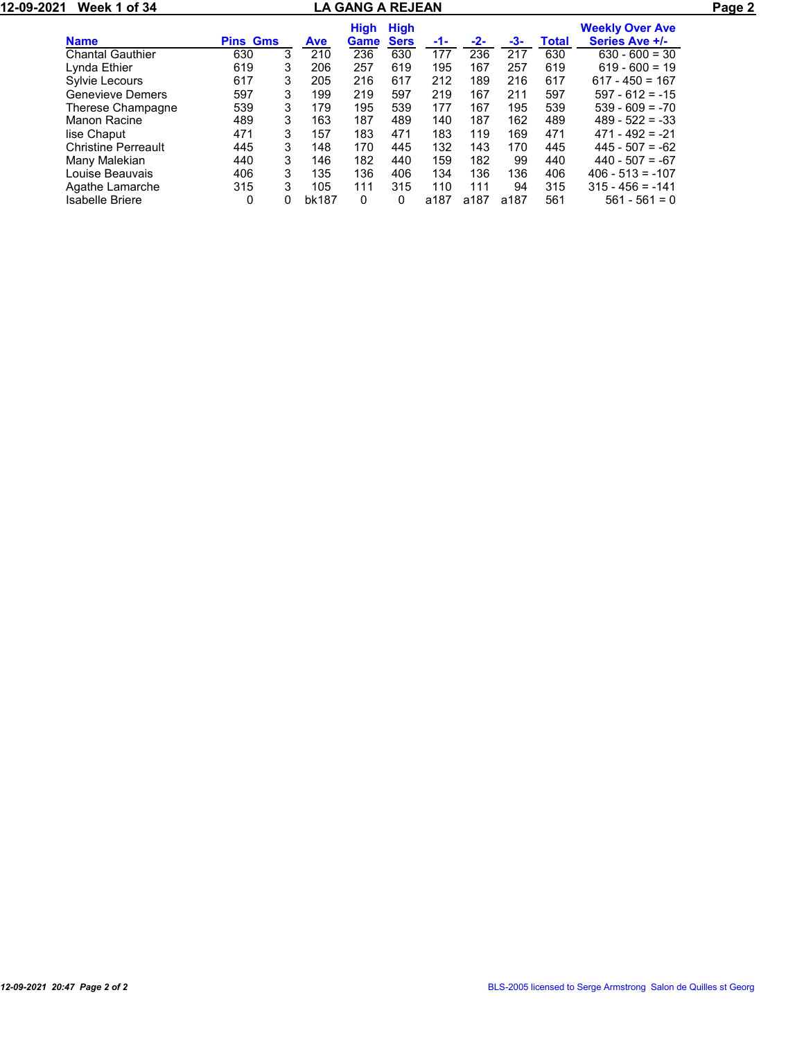| Name | Pins | Gms | Ave | High Game | High Sers | -1- | -2- | -3- | Total | Weekly Over Ave Series Ave +/- |
|---|---|---|---|---|---|---|---|---|---|---|
| Chantal Gauthier | 630 | 3 | 210 | 236 | 630 | 177 | 236 | 217 | 630 | 630 - 600 = 30 |
| Lynda Ethier | 619 | 3 | 206 | 257 | 619 | 195 | 167 | 257 | 619 | 619 - 600 = 19 |
| Sylvie Lecours | 617 | 3 | 205 | 216 | 617 | 212 | 189 | 216 | 617 | 617 - 450 = 167 |
| Genevieve Demers | 597 | 3 | 199 | 219 | 597 | 219 | 167 | 211 | 597 | 597 - 612 = -15 |
| Therese Champagne | 539 | 3 | 179 | 195 | 539 | 177 | 167 | 195 | 539 | 539 - 609 = -70 |
| Manon Racine | 489 | 3 | 163 | 187 | 489 | 140 | 187 | 162 | 489 | 489 - 522 = -33 |
| lise Chaput | 471 | 3 | 157 | 183 | 471 | 183 | 119 | 169 | 471 | 471 - 492 = -21 |
| Christine Perreault | 445 | 3 | 148 | 170 | 445 | 132 | 143 | 170 | 445 | 445 - 507 = -62 |
| Many Malekian | 440 | 3 | 146 | 182 | 440 | 159 | 182 | 99 | 440 | 440 - 507 = -67 |
| Louise Beauvais | 406 | 3 | 135 | 136 | 406 | 134 | 136 | 136 | 406 | 406 - 513 = -107 |
| Agathe Lamarche | 315 | 3 | 105 | 111 | 315 | 110 | 111 | 94 | 315 | 315 - 456 = -141 |
| Isabelle Briere | 0 | 0 | bk187 | 0 | 0 | a187 | a187 | a187 | 561 | 561 - 561 = 0 |

BLS-2005 licensed to Serge Armstrong Salon de Quilles st Georg